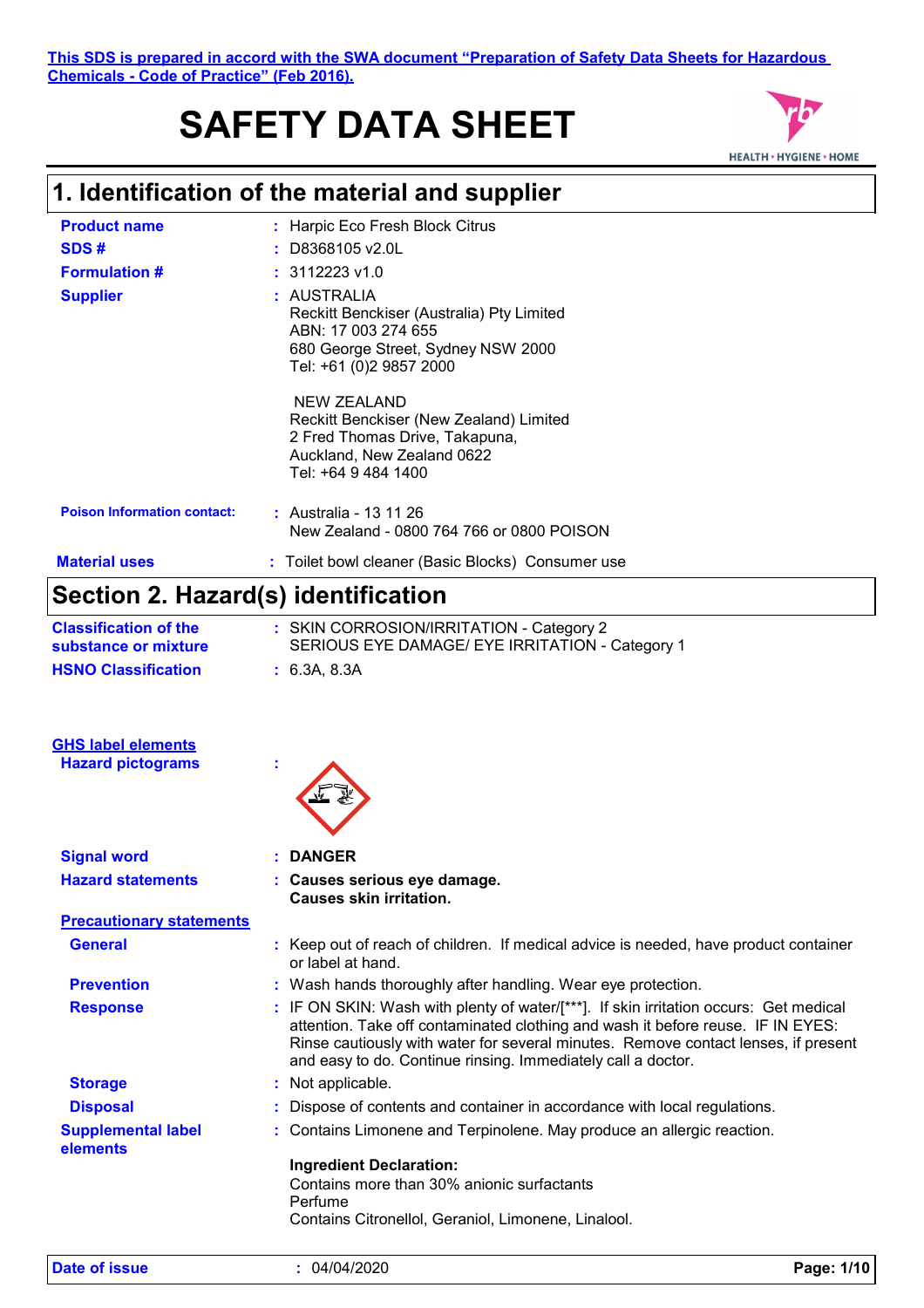This SDS is prepared in accord with the SWA document "Preparation of Safety Data Sheets for Hazardous Chemicals - Code of Practice" (Feb 2016).

# SAFETY DATA SHEET

## 1. Identification of the material and supplier

**Product name** : Harpic Eco Fresh Block Citrus

**SDS #** : D8368105 v2.0L

**Formulation #** : 3112223 v1.0

**Supplier** : AUSTRALIA
Reckitt Benckiser (Australia) Pty Limited
ABN: 17 003 274 655
680 George Street, Sydney NSW 2000
Tel: +61 (0)2 9857 2000

NEW ZEALAND
Reckitt Benckiser (New Zealand) Limited
2 Fred Thomas Drive, Takapuna,
Auckland, New Zealand 0622
Tel: +64 9 484 1400

**Poison Information contact:** : Australia - 13 11 26
New Zealand - 0800 764 766 or 0800 POISON

**Material uses** : Toilet bowl cleaner (Basic Blocks) Consumer use

## Section 2. Hazard(s) identification

**Classification of the substance or mixture** : SKIN CORROSION/IRRITATION - Category 2
SERIOUS EYE DAMAGE/ EYE IRRITATION - Category 1

**HSNO Classification** : 6.3A, 8.3A

**GHS label elements**

**Hazard pictograms** :

**Signal word** : **DANGER**

**Hazard statements** : **Causes serious eye damage.**
**Causes skin irritation.**

**Precautionary statements**

**General** : Keep out of reach of children. If medical advice is needed, have product container or label at hand.

**Prevention** : Wash hands thoroughly after handling. Wear eye protection.

**Response** : IF ON SKIN: Wash with plenty of water/[***]. If skin irritation occurs: Get medical attention. Take off contaminated clothing and wash it before reuse. IF IN EYES: Rinse cautiously with water for several minutes. Remove contact lenses, if present and easy to do. Continue rinsing. Immediately call a doctor.

**Storage** : Not applicable.

**Disposal** : Dispose of contents and container in accordance with local regulations.

**Supplemental label elements** : Contains Limonene and Terpinolene. May produce an allergic reaction.

**Ingredient Declaration:**
Contains more than 30% anionic surfactants
Perfume
Contains Citronellol, Geraniol, Limonene, Linalool.

**Date of issue** : 04/04/2020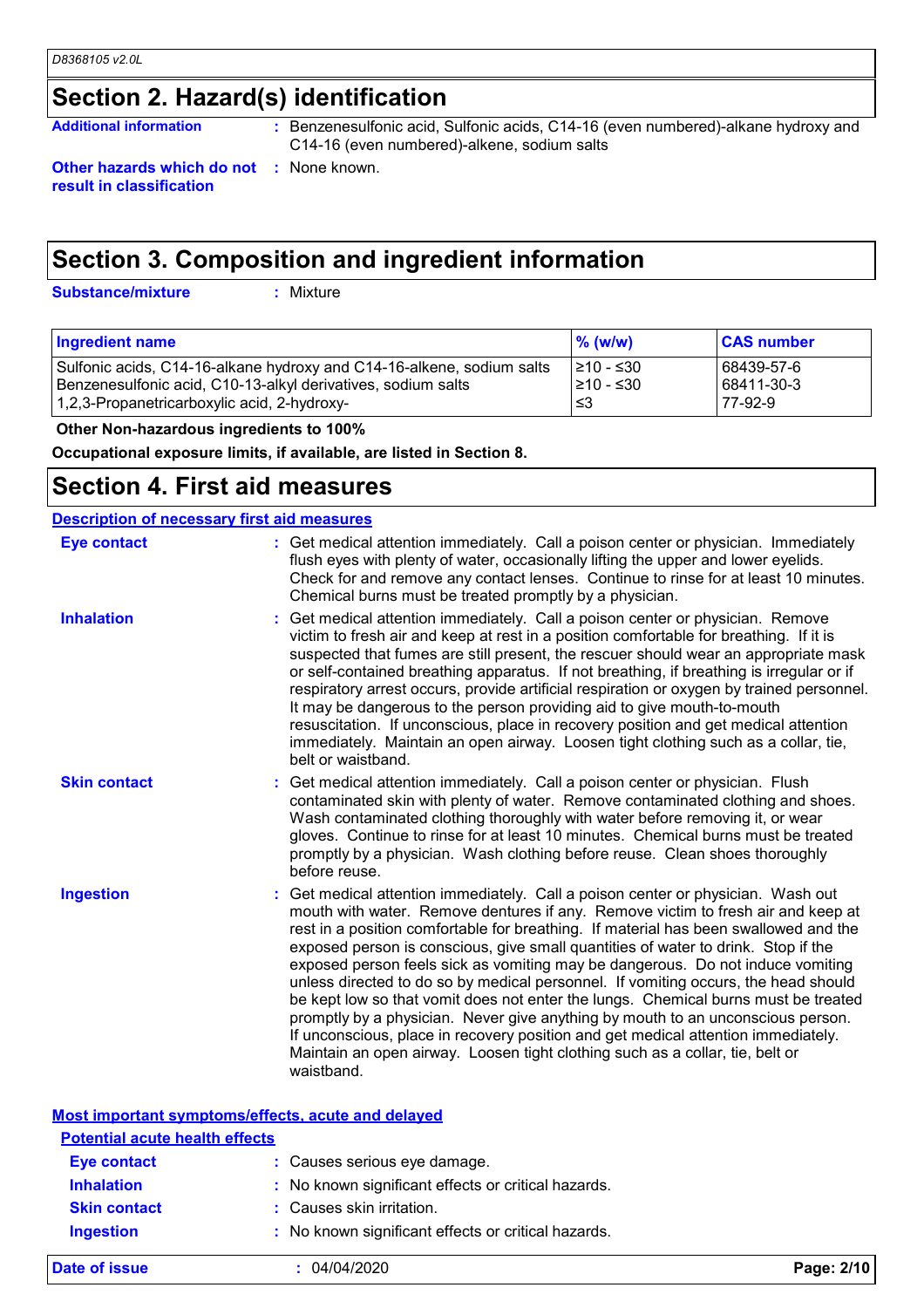## Section 2. Hazard(s) identification

**Additional information** : Benzenesulfonic acid, Sulfonic acids, C14-16 (even numbered)-alkane hydroxy and C14-16 (even numbered)-alkene, sodium salts

**Other hazards which do not result in classification** : None known.

## Section 3. Composition and ingredient information

**Substance/mixture** : Mixture

| Ingredient name | % (w/w) | CAS number |
|---|---|---|
| Sulfonic acids, C14-16-alkane hydroxy and C14-16-alkene, sodium salts | ≥10 - ≤30 | 68439-57-6 |
| Benzenesulfonic acid, C10-13-alkyl derivatives, sodium salts | ≥10 - ≤30 | 68411-30-3 |
| 1,2,3-Propanetricarboxylic acid, 2-hydroxy- | ≤3 | 77-92-9 |

**Other Non-hazardous ingredients to 100%**

**Occupational exposure limits, if available, are listed in Section 8.**

## Section 4. First aid measures

### Description of necessary first aid measures

**Eye contact** : Get medical attention immediately. Call a poison center or physician. Immediately flush eyes with plenty of water, occasionally lifting the upper and lower eyelids. Check for and remove any contact lenses. Continue to rinse for at least 10 minutes. Chemical burns must be treated promptly by a physician.

**Inhalation** : Get medical attention immediately. Call a poison center or physician. Remove victim to fresh air and keep at rest in a position comfortable for breathing. If it is suspected that fumes are still present, the rescuer should wear an appropriate mask or self-contained breathing apparatus. If not breathing, if breathing is irregular or if respiratory arrest occurs, provide artificial respiration or oxygen by trained personnel. It may be dangerous to the person providing aid to give mouth-to-mouth resuscitation. If unconscious, place in recovery position and get medical attention immediately. Maintain an open airway. Loosen tight clothing such as a collar, tie, belt or waistband.

**Skin contact** : Get medical attention immediately. Call a poison center or physician. Flush contaminated skin with plenty of water. Remove contaminated clothing and shoes. Wash contaminated clothing thoroughly with water before removing it, or wear gloves. Continue to rinse for at least 10 minutes. Chemical burns must be treated promptly by a physician. Wash clothing before reuse. Clean shoes thoroughly before reuse.

**Ingestion** : Get medical attention immediately. Call a poison center or physician. Wash out mouth with water. Remove dentures if any. Remove victim to fresh air and keep at rest in a position comfortable for breathing. If material has been swallowed and the exposed person is conscious, give small quantities of water to drink. Stop if the exposed person feels sick as vomiting may be dangerous. Do not induce vomiting unless directed to do so by medical personnel. If vomiting occurs, the head should be kept low so that vomit does not enter the lungs. Chemical burns must be treated promptly by a physician. Never give anything by mouth to an unconscious person. If unconscious, place in recovery position and get medical attention immediately. Maintain an open airway. Loosen tight clothing such as a collar, tie, belt or waistband.

### Most important symptoms/effects, acute and delayed

#### Potential acute health effects

**Eye contact** : Causes serious eye damage.

**Inhalation** : No known significant effects or critical hazards.

**Skin contact** : Causes skin irritation.

**Ingestion** : No known significant effects or critical hazards.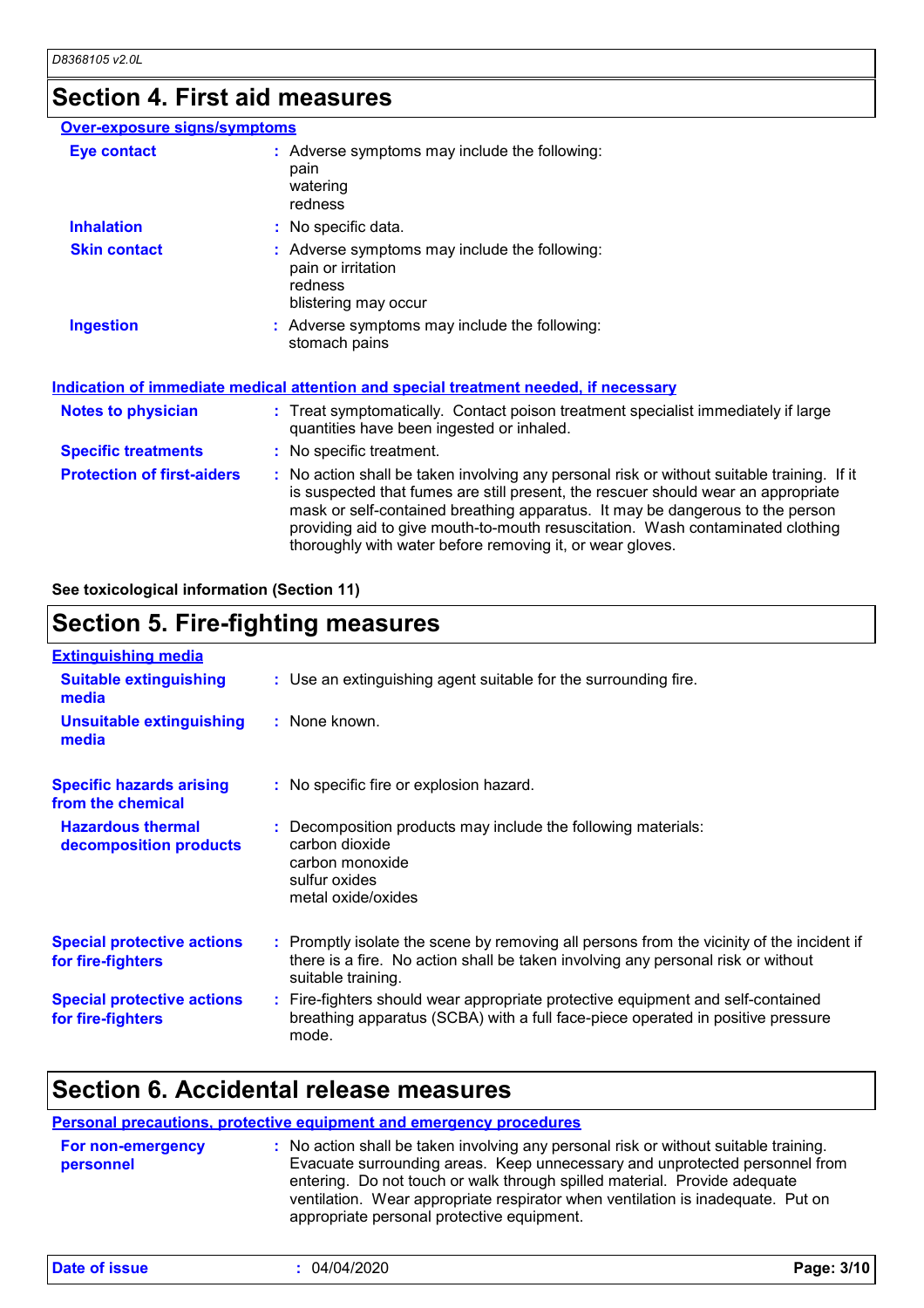## Section 4. First aid measures

### Over-exposure signs/symptoms

**Eye contact** : Adverse symptoms may include the following:
pain
watering
redness

**Inhalation** : No specific data.

**Skin contact** : Adverse symptoms may include the following:
pain or irritation
redness
blistering may occur

**Ingestion** : Adverse symptoms may include the following:
stomach pains

### Indication of immediate medical attention and special treatment needed, if necessary

**Notes to physician** : Treat symptomatically. Contact poison treatment specialist immediately if large quantities have been ingested or inhaled.

**Specific treatments** : No specific treatment.

**Protection of first-aiders** : No action shall be taken involving any personal risk or without suitable training. If it is suspected that fumes are still present, the rescuer should wear an appropriate mask or self-contained breathing apparatus. It may be dangerous to the person providing aid to give mouth-to-mouth resuscitation. Wash contaminated clothing thoroughly with water before removing it, or wear gloves.

**See toxicological information (Section 11)**

## Section 5. Fire-fighting measures

### Extinguishing media

**Suitable extinguishing media** : Use an extinguishing agent suitable for the surrounding fire.

**Unsuitable extinguishing media** : None known.

**Specific hazards arising from the chemical** : No specific fire or explosion hazard.

**Hazardous thermal decomposition products** : Decomposition products may include the following materials:
carbon dioxide
carbon monoxide
sulfur oxides
metal oxide/oxides

**Special protective actions for fire-fighters** : Promptly isolate the scene by removing all persons from the vicinity of the incident if there is a fire. No action shall be taken involving any personal risk or without suitable training.

**Special protective actions for fire-fighters** : Fire-fighters should wear appropriate protective equipment and self-contained breathing apparatus (SCBA) with a full face-piece operated in positive pressure mode.

## Section 6. Accidental release measures

### Personal precautions, protective equipment and emergency procedures

**For non-emergency personnel** : No action shall be taken involving any personal risk or without suitable training. Evacuate surrounding areas. Keep unnecessary and unprotected personnel from entering. Do not touch or walk through spilled material. Provide adequate ventilation. Wear appropriate respirator when ventilation is inadequate. Put on appropriate personal protective equipment.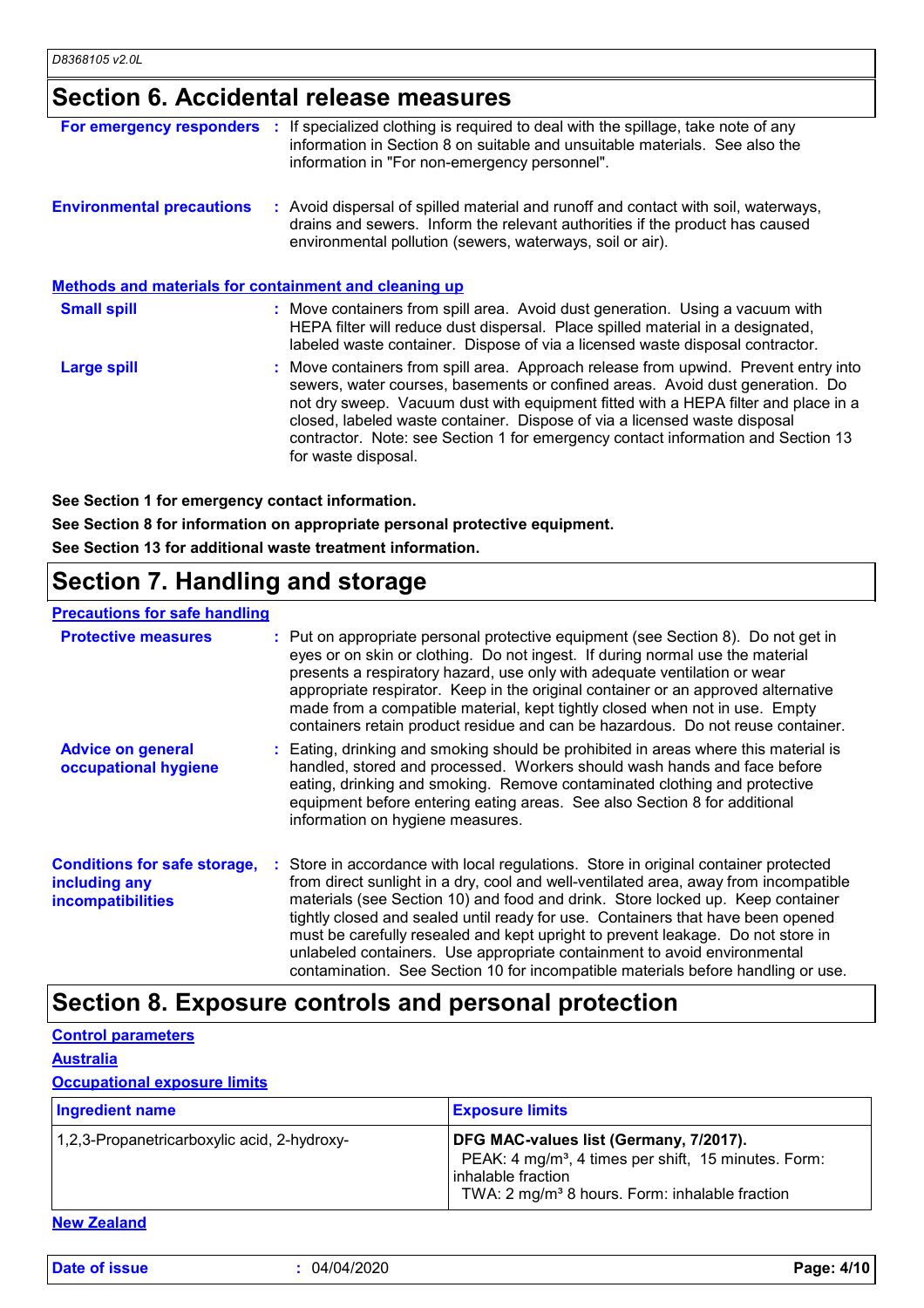## Section 6. Accidental release measures

**For emergency responders** : If specialized clothing is required to deal with the spillage, take note of any information in Section 8 on suitable and unsuitable materials. See also the information in "For non-emergency personnel".

**Environmental precautions** : Avoid dispersal of spilled material and runoff and contact with soil, waterways, drains and sewers. Inform the relevant authorities if the product has caused environmental pollution (sewers, waterways, soil or air).

### Methods and materials for containment and cleaning up

**Small spill** : Move containers from spill area. Avoid dust generation. Using a vacuum with HEPA filter will reduce dust dispersal. Place spilled material in a designated, labeled waste container. Dispose of via a licensed waste disposal contractor.

**Large spill** : Move containers from spill area. Approach release from upwind. Prevent entry into sewers, water courses, basements or confined areas. Avoid dust generation. Do not dry sweep. Vacuum dust with equipment fitted with a HEPA filter and place in a closed, labeled waste container. Dispose of via a licensed waste disposal contractor. Note: see Section 1 for emergency contact information and Section 13 for waste disposal.

**See Section 1 for emergency contact information.**

**See Section 8 for information on appropriate personal protective equipment.**

**See Section 13 for additional waste treatment information.**

## Section 7. Handling and storage

### Precautions for safe handling

**Protective measures** : Put on appropriate personal protective equipment (see Section 8). Do not get in eyes or on skin or clothing. Do not ingest. If during normal use the material presents a respiratory hazard, use only with adequate ventilation or wear appropriate respirator. Keep in the original container or an approved alternative made from a compatible material, kept tightly closed when not in use. Empty containers retain product residue and can be hazardous. Do not reuse container.

**Advice on general occupational hygiene** : Eating, drinking and smoking should be prohibited in areas where this material is handled, stored and processed. Workers should wash hands and face before eating, drinking and smoking. Remove contaminated clothing and protective equipment before entering eating areas. See also Section 8 for additional information on hygiene measures.

**Conditions for safe storage, including any incompatibilities** : Store in accordance with local regulations. Store in original container protected from direct sunlight in a dry, cool and well-ventilated area, away from incompatible materials (see Section 10) and food and drink. Store locked up. Keep container tightly closed and sealed until ready for use. Containers that have been opened must be carefully resealed and kept upright to prevent leakage. Do not store in unlabeled containers. Use appropriate containment to avoid environmental contamination. See Section 10 for incompatible materials before handling or use.

## Section 8. Exposure controls and personal protection

### Control parameters

### Australia

### Occupational exposure limits

| Ingredient name | Exposure limits |
|---|---|
| 1,2,3-Propanetricarboxylic acid, 2-hydroxy- | **DFG MAC-values list (Germany, 7/2017).**<br>PEAK: 4 mg/m³, 4 times per shift, 15 minutes. Form: inhalable fraction<br>TWA: 2 mg/m³ 8 hours. Form: inhalable fraction |

### New Zealand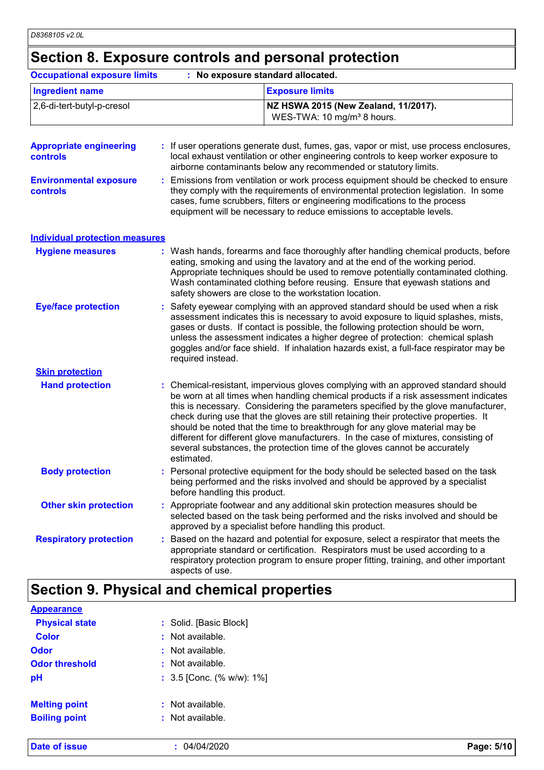# Section 8. Exposure controls and personal protection

**Occupational exposure limits** : No exposure standard allocated.

| Ingredient name | Exposure limits |
|---|---|
| 2,6-di-tert-butyl-p-cresol | **NZ HSWA 2015 (New Zealand, 11/2017).** WES-TWA: 10 mg/m³ 8 hours. |

**Appropriate engineering controls** : If user operations generate dust, fumes, gas, vapor or mist, use process enclosures, local exhaust ventilation or other engineering controls to keep worker exposure to airborne contaminants below any recommended or statutory limits.

**Environmental exposure controls** : Emissions from ventilation or work process equipment should be checked to ensure they comply with the requirements of environmental protection legislation. In some cases, fume scrubbers, filters or engineering modifications to the process equipment will be necessary to reduce emissions to acceptable levels.

## Individual protection measures

**Hygiene measures** : Wash hands, forearms and face thoroughly after handling chemical products, before eating, smoking and using the lavatory and at the end of the working period. Appropriate techniques should be used to remove potentially contaminated clothing. Wash contaminated clothing before reusing. Ensure that eyewash stations and safety showers are close to the workstation location.

**Eye/face protection** : Safety eyewear complying with an approved standard should be used when a risk assessment indicates this is necessary to avoid exposure to liquid splashes, mists, gases or dusts. If contact is possible, the following protection should be worn, unless the assessment indicates a higher degree of protection: chemical splash goggles and/or face shield. If inhalation hazards exist, a full-face respirator may be required instead.

### Skin protection

**Hand protection** : Chemical-resistant, impervious gloves complying with an approved standard should be worn at all times when handling chemical products if a risk assessment indicates this is necessary. Considering the parameters specified by the glove manufacturer, check during use that the gloves are still retaining their protective properties. It should be noted that the time to breakthrough for any glove material may be different for different glove manufacturers. In the case of mixtures, consisting of several substances, the protection time of the gloves cannot be accurately estimated.

**Body protection** : Personal protective equipment for the body should be selected based on the task being performed and the risks involved and should be approved by a specialist before handling this product.

**Other skin protection** : Appropriate footwear and any additional skin protection measures should be selected based on the task being performed and the risks involved and should be approved by a specialist before handling this product.

**Respiratory protection** : Based on the hazard and potential for exposure, select a respirator that meets the appropriate standard or certification. Respirators must be used according to a respiratory protection program to ensure proper fitting, training, and other important aspects of use.

# Section 9. Physical and chemical properties

## Appearance

**Physical state** : Solid. [Basic Block]

**Color** : Not available.

**Odor** : Not available.

**Odor threshold** : Not available.

**pH** : 3.5 [Conc. (% w/w): 1%]

**Melting point** : Not available.

**Boiling point** : Not available.

**Date of issue** : 04/04/2020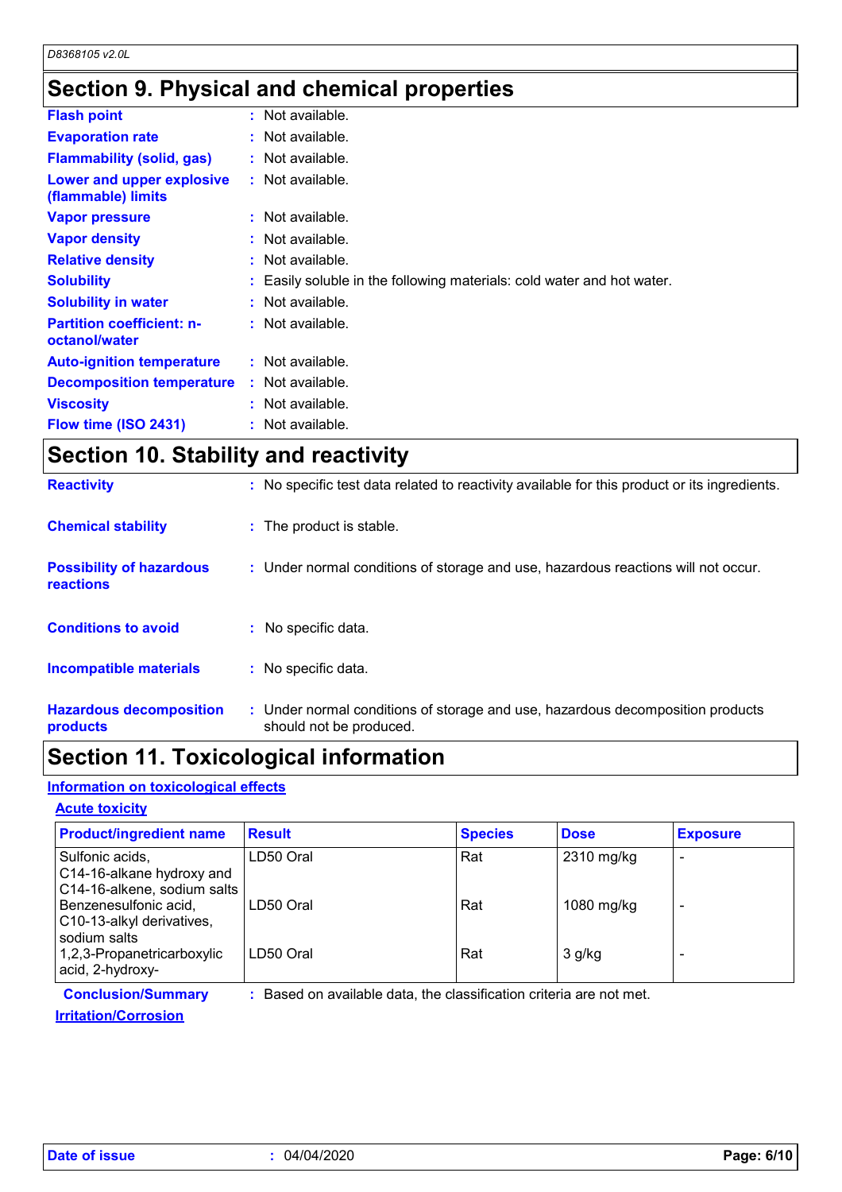## Section 9. Physical and chemical properties

**Flash point** : Not available.

**Evaporation rate** : Not available.

**Flammability (solid, gas)** : Not available.

**Lower and upper explosive (flammable) limits** : Not available.

**Vapor pressure** : Not available.

**Vapor density** : Not available.

**Relative density** : Not available.

**Solubility** : Easily soluble in the following materials: cold water and hot water.

**Solubility in water** : Not available.

**Partition coefficient: n-octanol/water** : Not available.

**Auto-ignition temperature** : Not available.

**Decomposition temperature** : Not available.

**Viscosity** : Not available.

**Flow time (ISO 2431)** : Not available.

## Section 10. Stability and reactivity

**Reactivity** : No specific test data related to reactivity available for this product or its ingredients.

**Chemical stability** : The product is stable.

**Possibility of hazardous reactions** : Under normal conditions of storage and use, hazardous reactions will not occur.

**Conditions to avoid** : No specific data.

**Incompatible materials** : No specific data.

**Hazardous decomposition products** : Under normal conditions of storage and use, hazardous decomposition products should not be produced.

## Section 11. Toxicological information

### Information on toxicological effects

#### Acute toxicity

| Product/ingredient name | Result | Species | Dose | Exposure |
|---|---|---|---|---|
| Sulfonic acids, C14-16-alkane hydroxy and C14-16-alkene, sodium salts | LD50 Oral | Rat | 2310 mg/kg | - |
| Benzenesulfonic acid, C10-13-alkyl derivatives, sodium salts | LD50 Oral | Rat | 1080 mg/kg | - |
| 1,2,3-Propanetricarboxylic acid, 2-hydroxy- | LD50 Oral | Rat | 3 g/kg | - |

**Conclusion/Summary** : Based on available data, the classification criteria are not met.

#### Irritation/Corrosion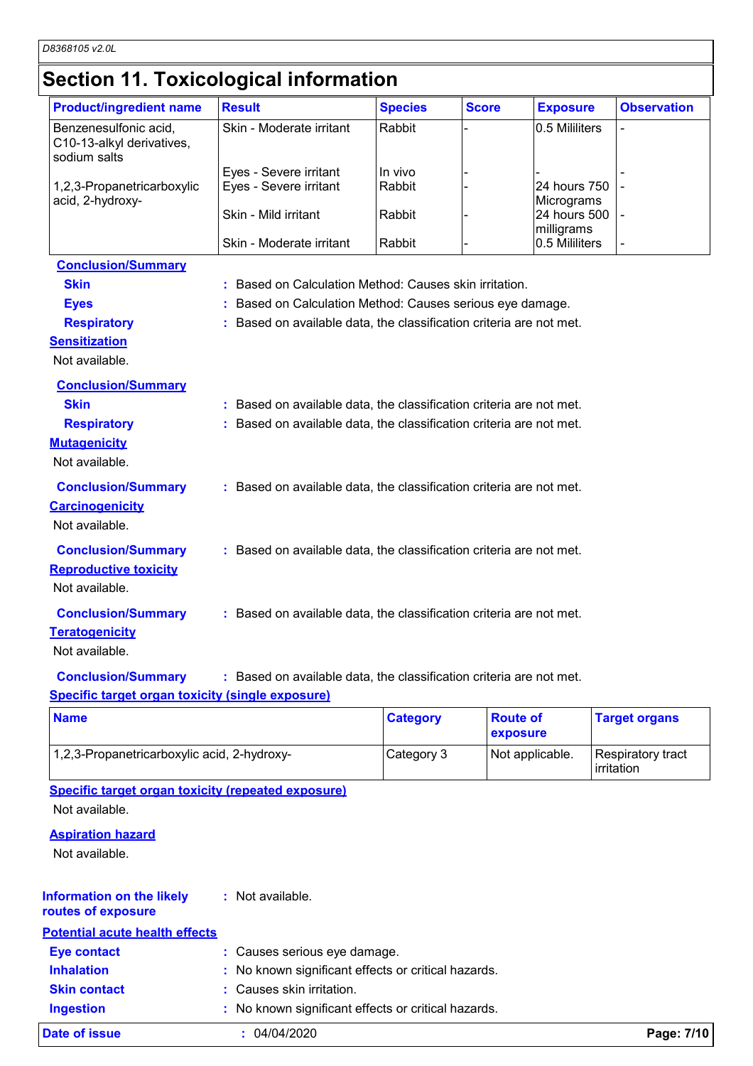# Section 11. Toxicological information

| Product/ingredient name | Result | Species | Score | Exposure | Observation |
|---|---|---|---|---|---|
| Benzenesulfonic acid, C10-13-alkyl derivatives, sodium salts | Skin - Moderate irritant | Rabbit | - | 0.5 Mililiters | - |
| | Eyes - Severe irritant | In vivo | - | - | - |
| 1,2,3-Propanetricarboxylic acid, 2-hydroxy- | Eyes - Severe irritant | Rabbit | - | 24 hours 750 Micrograms | - |
| | Skin - Mild irritant | Rabbit | - | 24 hours 500 milligrams | - |
| | Skin - Moderate irritant | Rabbit | - | 0.5 Mililiters | - |

**Conclusion/Summary**

**Skin** : Based on Calculation Method: Causes skin irritation.

**Eyes** : Based on Calculation Method: Causes serious eye damage.

**Respiratory** : Based on available data, the classification criteria are not met.

**Sensitization**

Not available.

**Conclusion/Summary**

**Skin** : Based on available data, the classification criteria are not met.

**Respiratory** : Based on available data, the classification criteria are not met.

**Mutagenicity**

Not available.

**Conclusion/Summary** : Based on available data, the classification criteria are not met.

**Carcinogenicity**

Not available.

**Conclusion/Summary** : Based on available data, the classification criteria are not met.

**Reproductive toxicity**

Not available.

**Conclusion/Summary** : Based on available data, the classification criteria are not met.

**Teratogenicity**

Not available.

**Conclusion/Summary** : Based on available data, the classification criteria are not met.

**Specific target organ toxicity (single exposure)**

| Name | Category | Route of exposure | Target organs |
|---|---|---|---|
| 1,2,3-Propanetricarboxylic acid, 2-hydroxy- | Category 3 | Not applicable. | Respiratory tract irritation |

**Specific target organ toxicity (repeated exposure)**

Not available.

**Aspiration hazard**

Not available.

**Information on the likely routes of exposure** : Not available.

**Potential acute health effects**

**Eye contact** : Causes serious eye damage.

**Inhalation** : No known significant effects or critical hazards.

**Skin contact** : Causes skin irritation.

**Ingestion** : No known significant effects or critical hazards.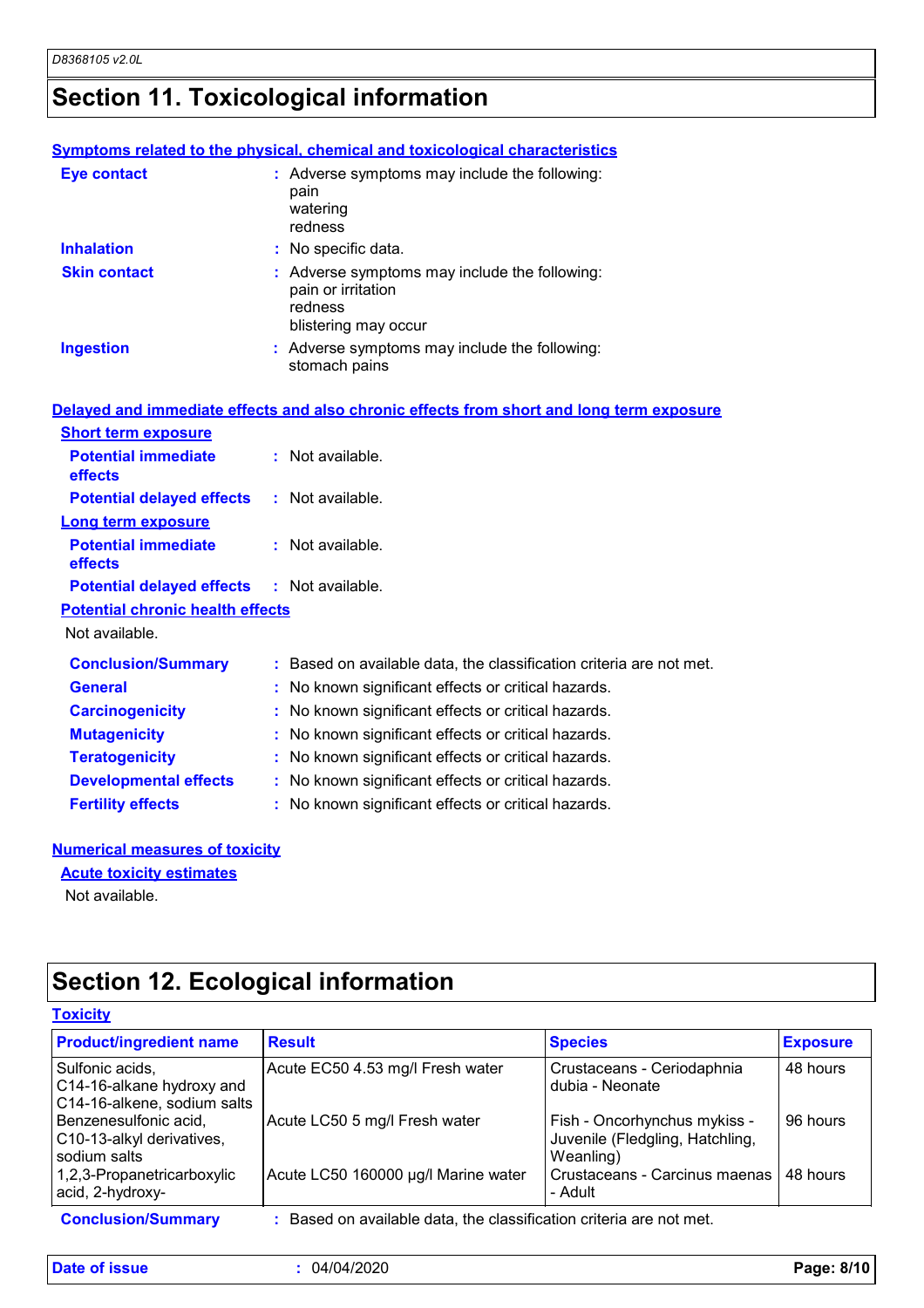# Section 11. Toxicological information

**Symptoms related to the physical, chemical and toxicological characteristics**

**Eye contact** : Adverse symptoms may include the following:
pain
watering
redness

**Inhalation** : No specific data.

**Skin contact** : Adverse symptoms may include the following:
pain or irritation
redness
blistering may occur

**Ingestion** : Adverse symptoms may include the following:
stomach pains

**Delayed and immediate effects and also chronic effects from short and long term exposure**

**Short term exposure**

**Potential immediate effects** : Not available.

**Potential delayed effects** : Not available.

**Long term exposure**

**Potential immediate effects** : Not available.

**Potential delayed effects** : Not available.

**Potential chronic health effects**

Not available.

**Conclusion/Summary** : Based on available data, the classification criteria are not met.

**General** : No known significant effects or critical hazards.

**Carcinogenicity** : No known significant effects or critical hazards.

**Mutagenicity** : No known significant effects or critical hazards.

**Teratogenicity** : No known significant effects or critical hazards.

**Developmental effects** : No known significant effects or critical hazards.

**Fertility effects** : No known significant effects or critical hazards.

**Numerical measures of toxicity**

**Acute toxicity estimates**

Not available.

# Section 12. Ecological information

**Toxicity**

| Product/ingredient name | Result | Species | Exposure |
|---|---|---|---|
| Sulfonic acids, C14-16-alkane hydroxy and C14-16-alkene, sodium salts | Acute EC50 4.53 mg/l Fresh water | Crustaceans - Ceriodaphnia dubia - Neonate | 48 hours |
| Benzenesulfonic acid, C10-13-alkyl derivatives, sodium salts | Acute LC50 5 mg/l Fresh water | Fish - Oncorhynchus mykiss - Juvenile (Fledgling, Hatchling, Weanling) | 96 hours |
| 1,2,3-Propanetricarboxylic acid, 2-hydroxy- | Acute LC50 160000 µg/l Marine water | Crustaceans - Carcinus maenas - Adult | 48 hours |

**Conclusion/Summary** : Based on available data, the classification criteria are not met.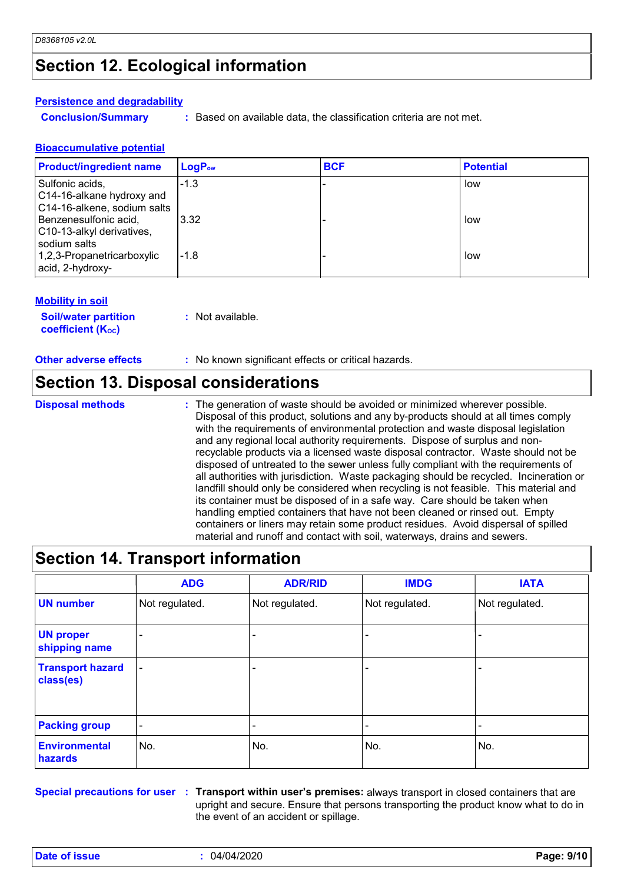## Section 12. Ecological information

### Persistence and degradability

**Conclusion/Summary** : Based on available data, the classification criteria are not met.

### Bioaccumulative potential

| Product/ingredient name | $LogP_{ow}$ | BCF | Potential |
|---|---|---|---|
| Sulfonic acids, C14-16-alkane hydroxy and C14-16-alkene, sodium salts | -1.3 | - | low |
| Benzenesulfonic acid, C10-13-alkyl derivatives, sodium salts | 3.32 | - | low |
| 1,2,3-Propanetricarboxylic acid, 2-hydroxy- | -1.8 | - | low |

### Mobility in soil

**Soil/water partition coefficient ($K_{OC}$)** : Not available.

**Other adverse effects** : No known significant effects or critical hazards.

## Section 13. Disposal considerations

**Disposal methods** : The generation of waste should be avoided or minimized wherever possible. Disposal of this product, solutions and any by-products should at all times comply with the requirements of environmental protection and waste disposal legislation and any regional local authority requirements. Dispose of surplus and non-recyclable products via a licensed waste disposal contractor. Waste should not be disposed of untreated to the sewer unless fully compliant with the requirements of all authorities with jurisdiction. Waste packaging should be recycled. Incineration or landfill should only be considered when recycling is not feasible. This material and its container must be disposed of in a safe way. Care should be taken when handling emptied containers that have not been cleaned or rinsed out. Empty containers or liners may retain some product residues. Avoid dispersal of spilled material and runoff and contact with soil, waterways, drains and sewers.

## Section 14. Transport information

| | ADG | ADR/RID | IMDG | IATA |
|---|---|---|---|---|
| **UN number** | Not regulated. | Not regulated. | Not regulated. | Not regulated. |
| **UN proper shipping name** | - | - | - | - |
| **Transport hazard class(es)** | - | - | - | - |
| **Packing group** | - | - | - | - |
| **Environmental hazards** | No. | No. | No. | No. |

**Special precautions for user** : **Transport within user's premises:** always transport in closed containers that are upright and secure. Ensure that persons transporting the product know what to do in the event of an accident or spillage.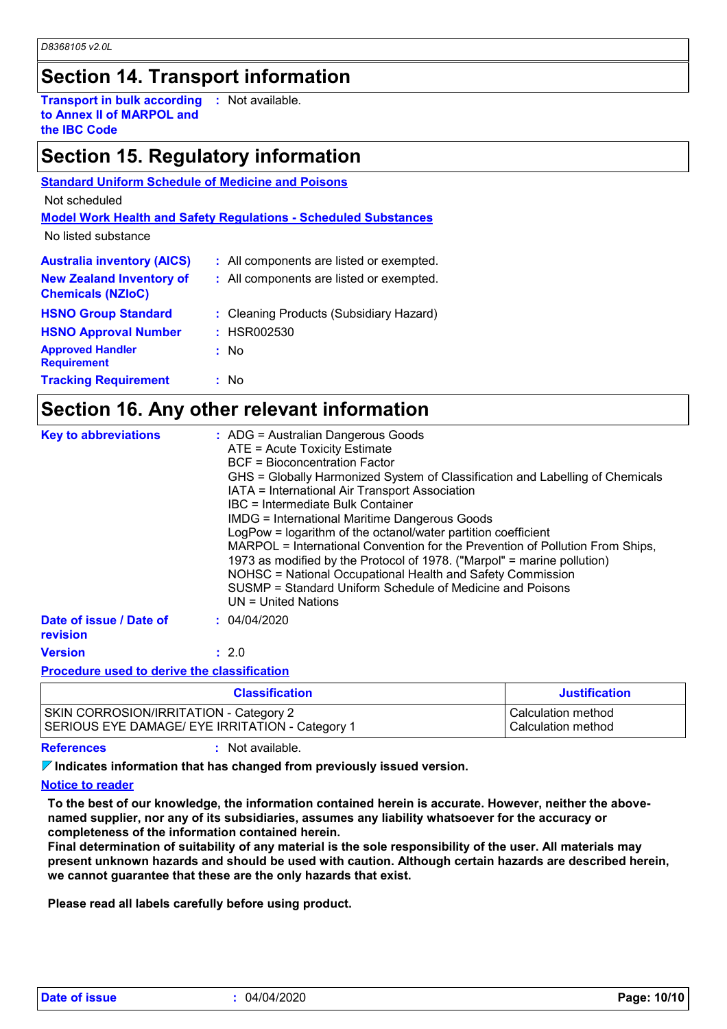## Section 14. Transport information

**Transport in bulk according to Annex II of MARPOL and the IBC Code** : Not available.

## Section 15. Regulatory information

**Standard Uniform Schedule of Medicine and Poisons**

Not scheduled

**Model Work Health and Safety Regulations - Scheduled Substances**

No listed substance

**Australia inventory (AICS)** : All components are listed or exempted.

**New Zealand Inventory of Chemicals (NZIoC)** : All components are listed or exempted.

**HSNO Group Standard** : Cleaning Products (Subsidiary Hazard)

**HSNO Approval Number** : HSR002530

**Approved Handler Requirement** : No

**Tracking Requirement** : No

## Section 16. Any other relevant information

**Key to abbreviations** :
ADG = Australian Dangerous Goods
ATE = Acute Toxicity Estimate
BCF = Bioconcentration Factor
GHS = Globally Harmonized System of Classification and Labelling of Chemicals
IATA = International Air Transport Association
IBC = Intermediate Bulk Container
IMDG = International Maritime Dangerous Goods
LogPow = logarithm of the octanol/water partition coefficient
MARPOL = International Convention for the Prevention of Pollution From Ships, 1973 as modified by the Protocol of 1978. ("Marpol" = marine pollution)
NOHSC = National Occupational Health and Safety Commission
SUSMP = Standard Uniform Schedule of Medicine and Poisons
UN = United Nations

**Date of issue / Date of revision** : 04/04/2020

**Version** : 2.0

**Procedure used to derive the classification**

| Classification | Justification |
|---|---|
| SKIN CORROSION/IRRITATION - Category 2 | Calculation method |
| SERIOUS EYE DAMAGE/ EYE IRRITATION - Category 1 | Calculation method |

**References** : Not available.

**Indicates information that has changed from previously issued version.**

**Notice to reader**

**To the best of our knowledge, the information contained herein is accurate. However, neither the above-named supplier, nor any of its subsidiaries, assumes any liability whatsoever for the accuracy or completeness of the information contained herein.**
**Final determination of suitability of any material is the sole responsibility of the user. All materials may present unknown hazards and should be used with caution. Although certain hazards are described herein, we cannot guarantee that these are the only hazards that exist.**

**Please read all labels carefully before using product.**